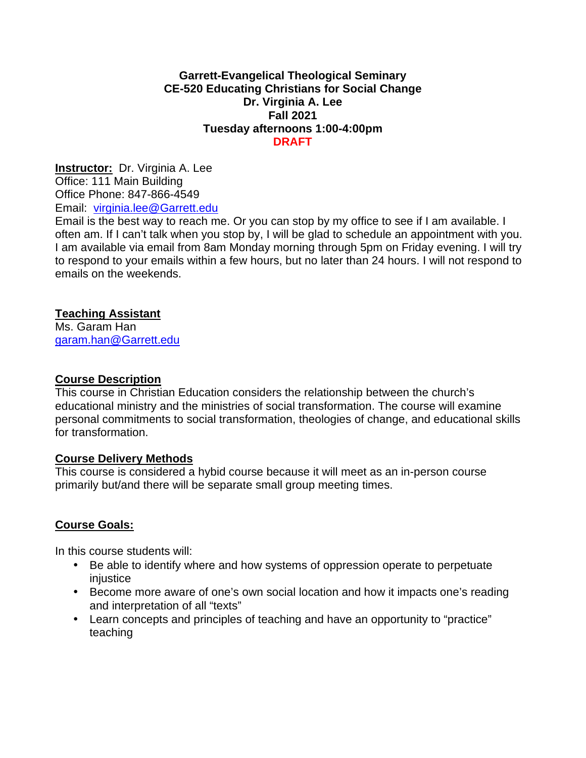**Garrett-Evangelical Theological Seminary**
**CE-520 Educating Christians for Social Change**
**Dr. Virginia A. Lee**
**Fall 2021**
**Tuesday afternoons 1:00-4:00pm**
**DRAFT**

**Instructor:** Dr. Virginia A. Lee
Office: 111 Main Building
Office Phone: 847-866-4549
Email: virginia.lee@Garrett.edu
Email is the best way to reach me. Or you can stop by my office to see if I am available. I often am. If I can't talk when you stop by, I will be glad to schedule an appointment with you. I am available via email from 8am Monday morning through 5pm on Friday evening. I will try to respond to your emails within a few hours, but no later than 24 hours. I will not respond to emails on the weekends.

## Teaching Assistant

Ms. Garam Han
garam.han@Garrett.edu

## Course Description

This course in Christian Education considers the relationship between the church's educational ministry and the ministries of social transformation. The course will examine personal commitments to social transformation, theologies of change, and educational skills for transformation.

## Course Delivery Methods

This course is considered a hybid course because it will meet as an in-person course primarily but/and there will be separate small group meeting times.

## Course Goals:

In this course students will:

- Be able to identify where and how systems of oppression operate to perpetuate injustice
- Become more aware of one's own social location and how it impacts one's reading and interpretation of all "texts"
- Learn concepts and principles of teaching and have an opportunity to "practice" teaching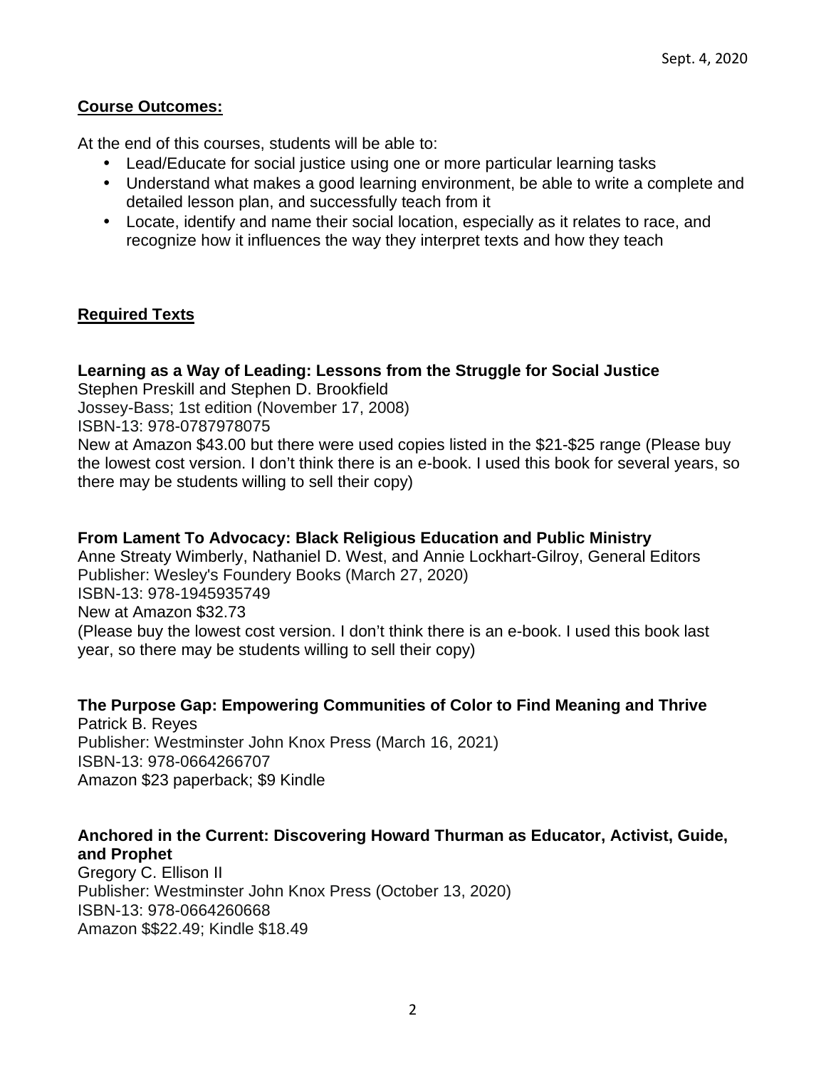Sept. 4, 2020

**Course Outcomes:**

At the end of this courses, students will be able to:

- Lead/Educate for social justice using one or more particular learning tasks
- Understand what makes a good learning environment, be able to write a complete and detailed lesson plan, and successfully teach from it
- Locate, identify and name their social location, especially as it relates to race, and recognize how it influences the way they interpret texts and how they teach

**Required Texts**

**Learning as a Way of Leading: Lessons from the Struggle for Social Justice**
Stephen Preskill and Stephen D. Brookfield
Jossey-Bass; 1st edition (November 17, 2008)
ISBN-13: 978-0787978075
New at Amazon $43.00 but there were used copies listed in the $21-$25 range (Please buy the lowest cost version. I don't think there is an e-book. I used this book for several years, so there may be students willing to sell their copy)

**From Lament To Advocacy: Black Religious Education and Public Ministry**
Anne Streaty Wimberly, Nathaniel D. West, and Annie Lockhart-Gilroy, General Editors
Publisher: Wesley's Foundery Books (March 27, 2020)
ISBN-13: 978-1945935749
New at Amazon $32.73
(Please buy the lowest cost version. I don't think there is an e-book. I used this book last year, so there may be students willing to sell their copy)

**The Purpose Gap: Empowering Communities of Color to Find Meaning and Thrive**
Patrick B. Reyes
Publisher: Westminster John Knox Press (March 16, 2021)
ISBN-13: 978-0664266707
Amazon $23 paperback; $9 Kindle

**Anchored in the Current: Discovering Howard Thurman as Educator, Activist, Guide, and Prophet**
Gregory C. Ellison II
Publisher: Westminster John Knox Press (October 13, 2020)
ISBN-13: 978-0664260668
Amazon $$22.49; Kindle $18.49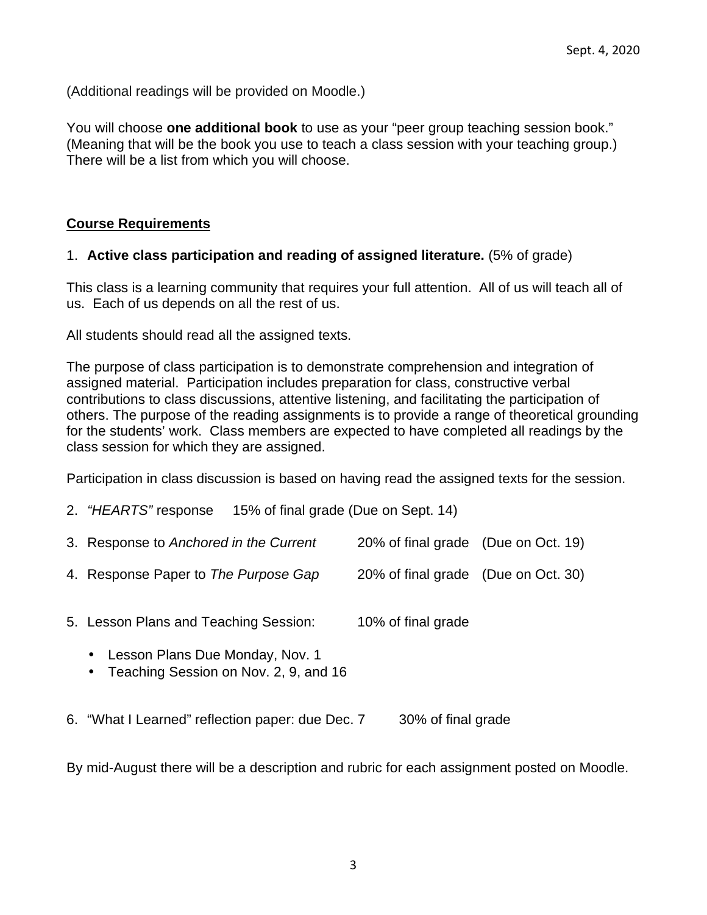(Additional readings will be provided on Moodle.)

You will choose **one additional book** to use as your "peer group teaching session book." (Meaning that will be the book you use to teach a class session with your teaching group.) There will be a list from which you will choose.

## Course Requirements

1. **Active class participation and reading of assigned literature.** (5% of grade)

This class is a learning community that requires your full attention. All of us will teach all of us. Each of us depends on all the rest of us.

All students should read all the assigned texts.

The purpose of class participation is to demonstrate comprehension and integration of assigned material. Participation includes preparation for class, constructive verbal contributions to class discussions, attentive listening, and facilitating the participation of others. The purpose of the reading assignments is to provide a range of theoretical grounding for the students' work. Class members are expected to have completed all readings by the class session for which they are assigned.

Participation in class discussion is based on having read the assigned texts for the session.

2. *"HEARTS"* response 15% of final grade (Due on Sept. 14)

3. Response to *Anchored in the Current* 20% of final grade (Due on Oct. 19)

4. Response Paper to *The Purpose Gap* 20% of final grade (Due on Oct. 30)

5. Lesson Plans and Teaching Session: 10% of final grade

   - Lesson Plans Due Monday, Nov. 1
   - Teaching Session on Nov. 2, 9, and 16

6. "What I Learned" reflection paper: due Dec. 7 30% of final grade

By mid-August there will be a description and rubric for each assignment posted on Moodle.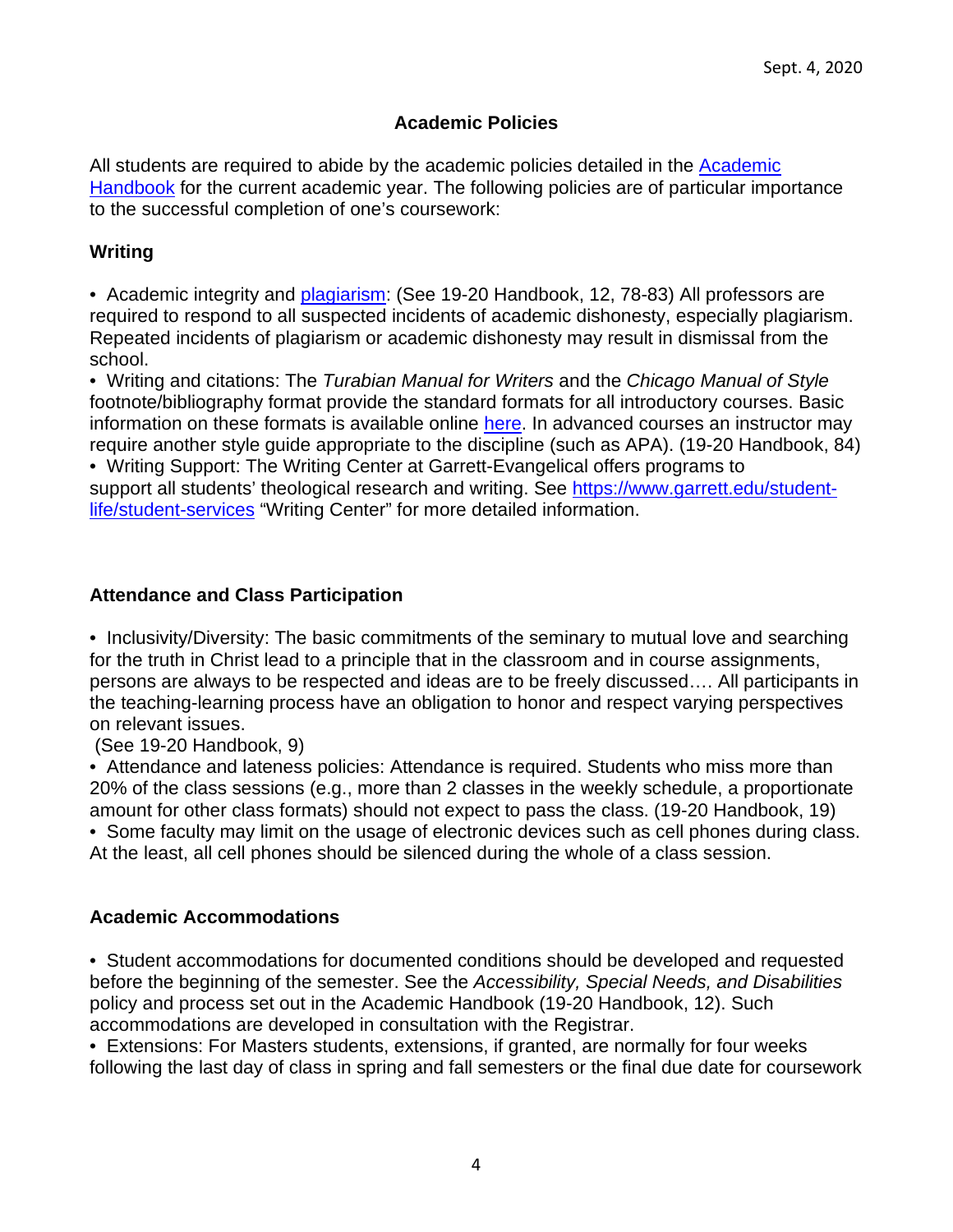Sept. 4, 2020

## Academic Policies

All students are required to abide by the academic policies detailed in the Academic Handbook for the current academic year. The following policies are of particular importance to the successful completion of one's coursework:

### Writing

- Academic integrity and plagiarism: (See 19-20 Handbook, 12, 78-83) All professors are required to respond to all suspected incidents of academic dishonesty, especially plagiarism. Repeated incidents of plagiarism or academic dishonesty may result in dismissal from the school.
- Writing and citations: The *Turabian Manual for Writers* and the *Chicago Manual of Style* footnote/bibliography format provide the standard formats for all introductory courses. Basic information on these formats is available online here. In advanced courses an instructor may require another style guide appropriate to the discipline (such as APA). (19-20 Handbook, 84)
- Writing Support: The Writing Center at Garrett-Evangelical offers programs to support all students' theological research and writing. See https://www.garrett.edu/student-life/student-services "Writing Center" for more detailed information.

### Attendance and Class Participation

- Inclusivity/Diversity: The basic commitments of the seminary to mutual love and searching for the truth in Christ lead to a principle that in the classroom and in course assignments, persons are always to be respected and ideas are to be freely discussed…. All participants in the teaching-learning process have an obligation to honor and respect varying perspectives on relevant issues.
  (See 19-20 Handbook, 9)
- Attendance and lateness policies: Attendance is required. Students who miss more than 20% of the class sessions (e.g., more than 2 classes in the weekly schedule, a proportionate amount for other class formats) should not expect to pass the class. (19-20 Handbook, 19)
- Some faculty may limit on the usage of electronic devices such as cell phones during class. At the least, all cell phones should be silenced during the whole of a class session.

### Academic Accommodations

- Student accommodations for documented conditions should be developed and requested before the beginning of the semester. See the *Accessibility, Special Needs, and Disabilities* policy and process set out in the Academic Handbook (19-20 Handbook, 12). Such accommodations are developed in consultation with the Registrar.
- Extensions: For Masters students, extensions, if granted, are normally for four weeks following the last day of class in spring and fall semesters or the final due date for coursework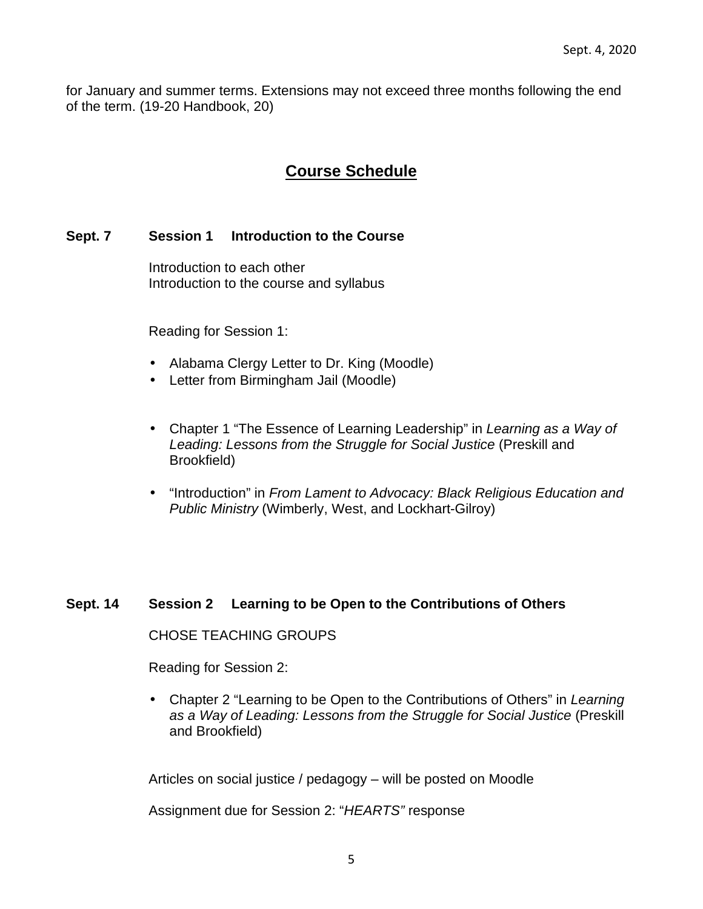for January and summer terms. Extensions may not exceed three months following the end of the term. (19-20 Handbook, 20)

## Course Schedule

**Sept. 7 Session 1 Introduction to the Course**

Introduction to each other
Introduction to the course and syllabus

Reading for Session 1:

- Alabama Clergy Letter to Dr. King (Moodle)
- Letter from Birmingham Jail (Moodle)

- Chapter 1 "The Essence of Learning Leadership" in *Learning as a Way of Leading: Lessons from the Struggle for Social Justice* (Preskill and Brookfield)

- "Introduction" in *From Lament to Advocacy: Black Religious Education and Public Ministry* (Wimberly, West, and Lockhart-Gilroy)

**Sept. 14 Session 2 Learning to be Open to the Contributions of Others**

CHOSE TEACHING GROUPS

Reading for Session 2:

- Chapter 2 "Learning to be Open to the Contributions of Others" in *Learning as a Way of Leading: Lessons from the Struggle for Social Justice* (Preskill and Brookfield)

Articles on social justice / pedagogy – will be posted on Moodle

Assignment due for Session 2: "*HEARTS"* response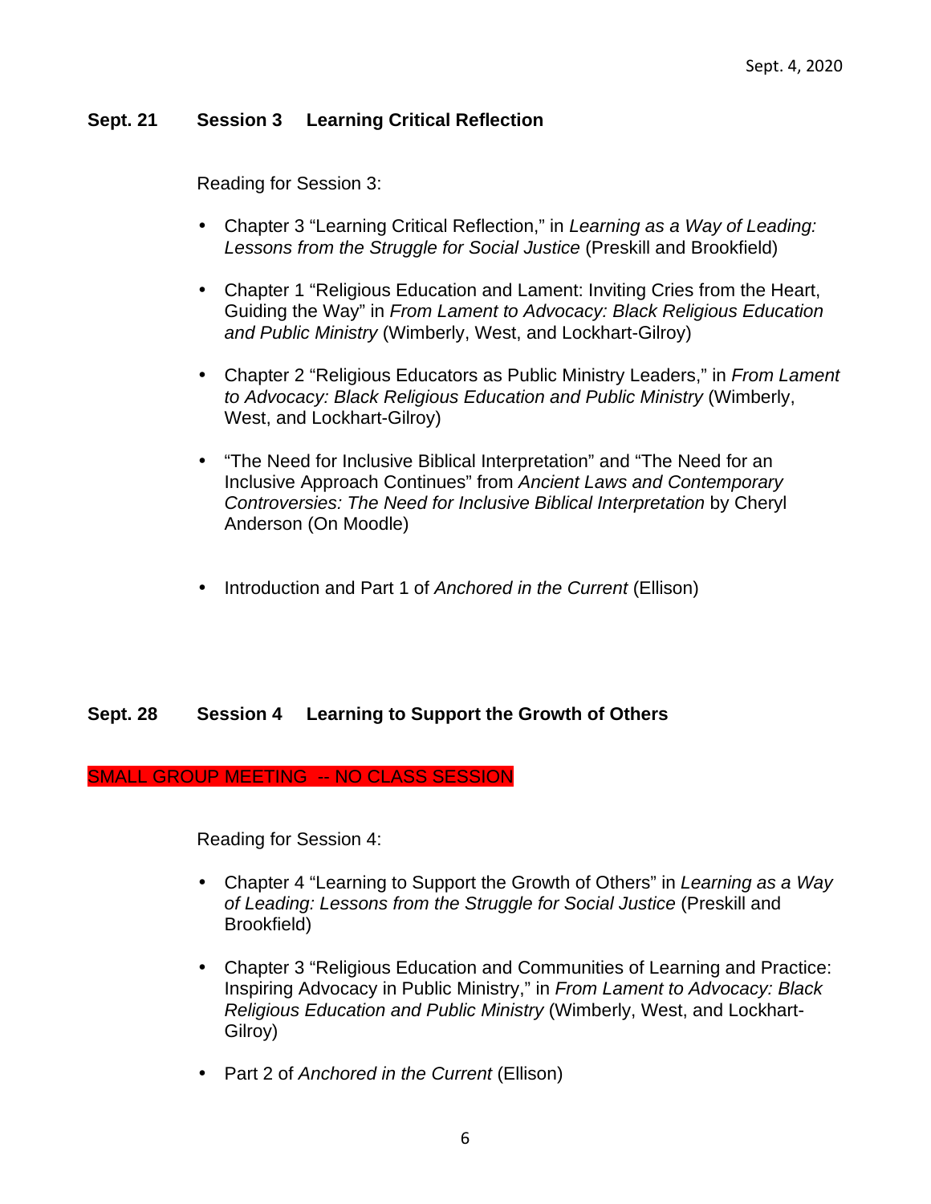Sept. 4, 2020

**Sept. 21 Session 3 Learning Critical Reflection**

Reading for Session 3:

- Chapter 3 "Learning Critical Reflection," in *Learning as a Way of Leading: Lessons from the Struggle for Social Justice* (Preskill and Brookfield)
- Chapter 1 "Religious Education and Lament: Inviting Cries from the Heart, Guiding the Way" in *From Lament to Advocacy: Black Religious Education and Public Ministry* (Wimberly, West, and Lockhart-Gilroy)
- Chapter 2 "Religious Educators as Public Ministry Leaders," in *From Lament to Advocacy: Black Religious Education and Public Ministry* (Wimberly, West, and Lockhart-Gilroy)
- "The Need for Inclusive Biblical Interpretation" and "The Need for an Inclusive Approach Continues" from *Ancient Laws and Contemporary Controversies: The Need for Inclusive Biblical Interpretation* by Cheryl Anderson (On Moodle)
- Introduction and Part 1 of *Anchored in the Current* (Ellison)

**Sept. 28 Session 4 Learning to Support the Growth of Others**

SMALL GROUP MEETING -- NO CLASS SESSION

Reading for Session 4:

- Chapter 4 "Learning to Support the Growth of Others" in *Learning as a Way of Leading: Lessons from the Struggle for Social Justice* (Preskill and Brookfield)
- Chapter 3 "Religious Education and Communities of Learning and Practice: Inspiring Advocacy in Public Ministry," in *From Lament to Advocacy: Black Religious Education and Public Ministry* (Wimberly, West, and Lockhart-Gilroy)
- Part 2 of *Anchored in the Current* (Ellison)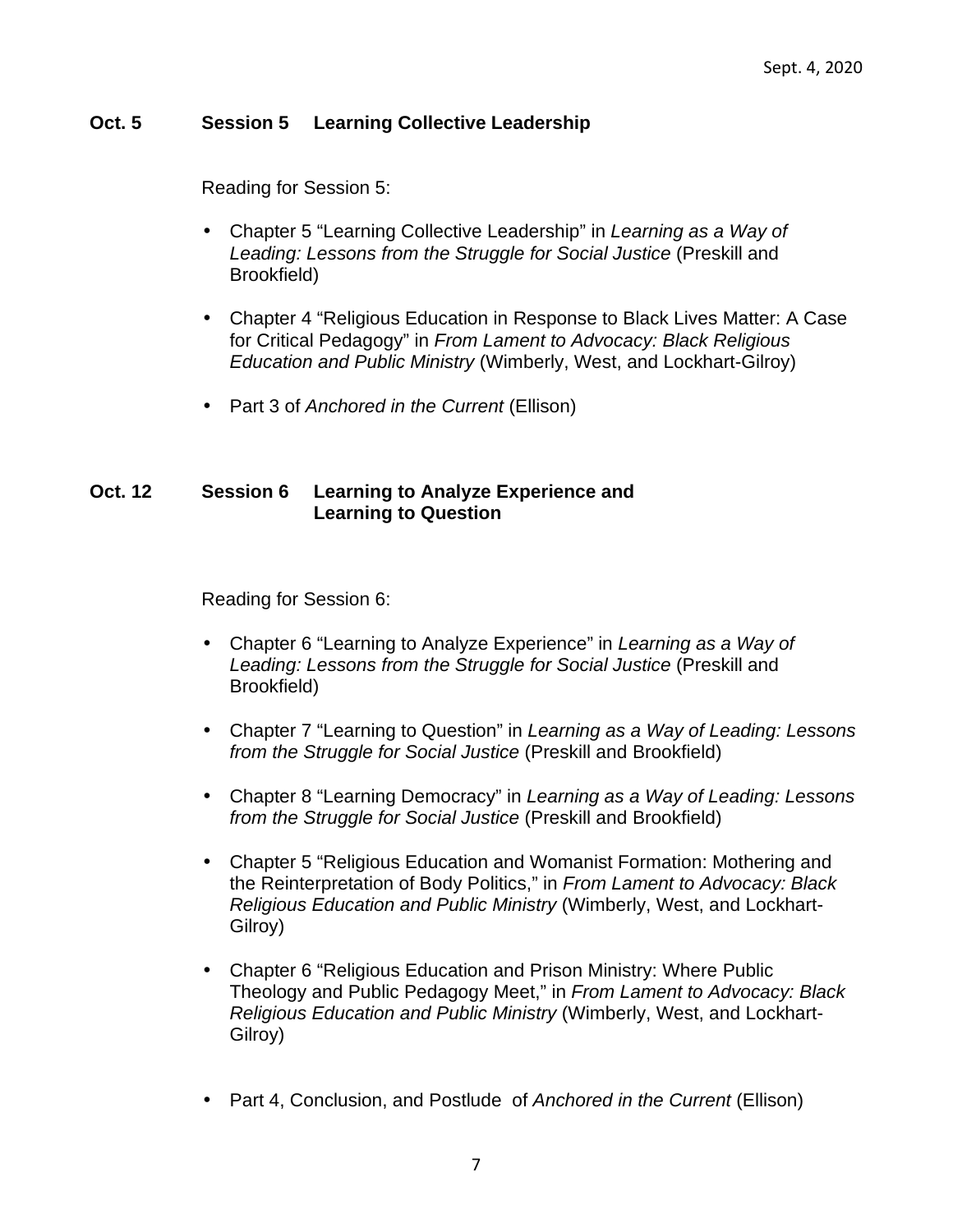**Oct. 5 Session 5 Learning Collective Leadership**

Reading for Session 5:

- Chapter 5 “Learning Collective Leadership” in *Learning as a Way of Leading: Lessons from the Struggle for Social Justice* (Preskill and Brookfield)
- Chapter 4 “Religious Education in Response to Black Lives Matter: A Case for Critical Pedagogy” in *From Lament to Advocacy: Black Religious Education and Public Ministry* (Wimberly, West, and Lockhart-Gilroy)
- Part 3 of *Anchored in the Current* (Ellison)

**Oct. 12 Session 6 Learning to Analyze Experience and Learning to Question**

Reading for Session 6:

- Chapter 6 “Learning to Analyze Experience” in *Learning as a Way of Leading: Lessons from the Struggle for Social Justice* (Preskill and Brookfield)
- Chapter 7 “Learning to Question” in *Learning as a Way of Leading: Lessons from the Struggle for Social Justice* (Preskill and Brookfield)
- Chapter 8 “Learning Democracy” in *Learning as a Way of Leading: Lessons from the Struggle for Social Justice* (Preskill and Brookfield)
- Chapter 5 “Religious Education and Womanist Formation: Mothering and the Reinterpretation of Body Politics,” in *From Lament to Advocacy: Black Religious Education and Public Ministry* (Wimberly, West, and Lockhart-Gilroy)
- Chapter 6 “Religious Education and Prison Ministry: Where Public Theology and Public Pedagogy Meet,” in *From Lament to Advocacy: Black Religious Education and Public Ministry* (Wimberly, West, and Lockhart-Gilroy)
- Part 4, Conclusion, and Postlude of *Anchored in the Current* (Ellison)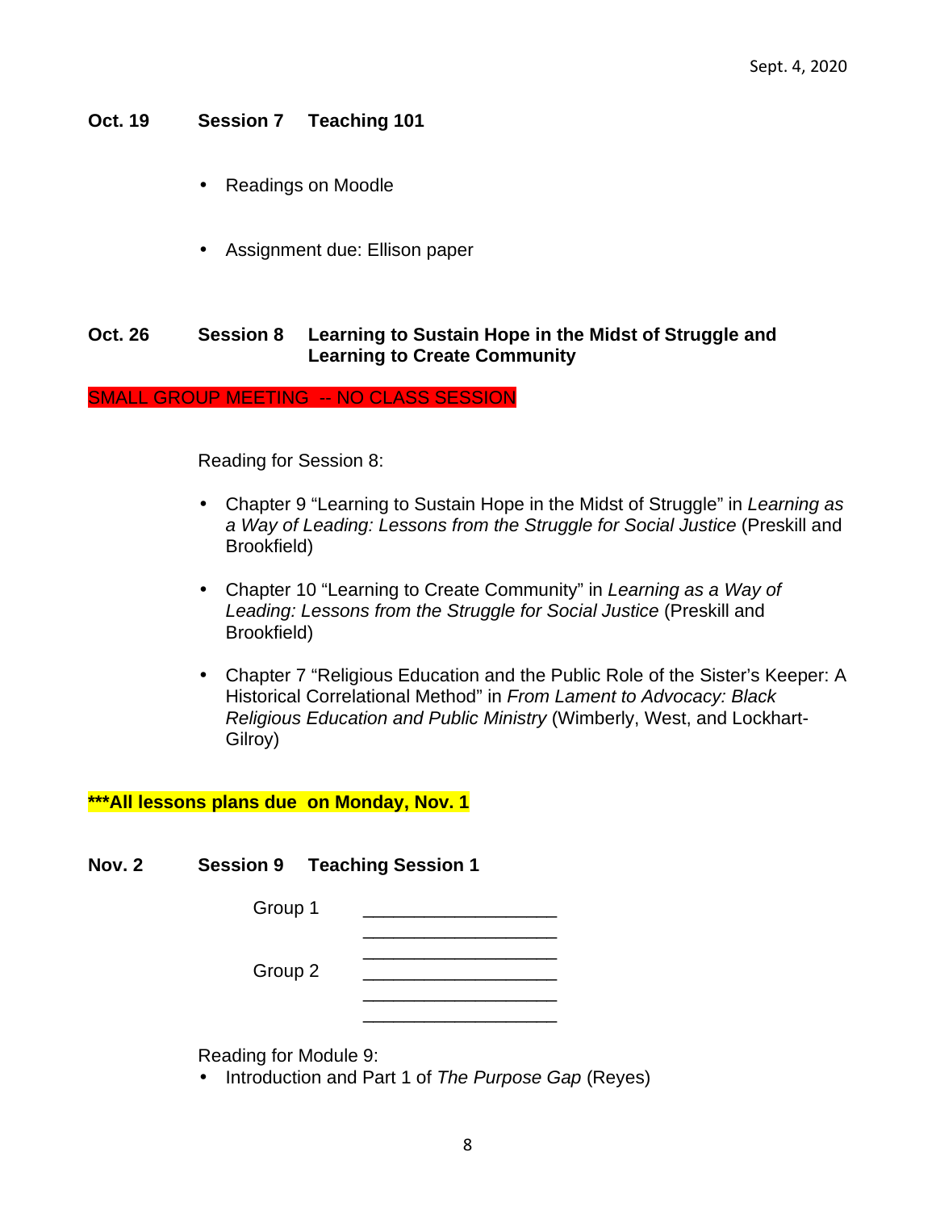Sept. 4, 2020

**Oct. 19 Session 7 Teaching 101**

- Readings on Moodle
- Assignment due: Ellison paper

**Oct. 26 Session 8 Learning to Sustain Hope in the Midst of Struggle and Learning to Create Community**

SMALL GROUP MEETING -- NO CLASS SESSION

Reading for Session 8:

- Chapter 9 "Learning to Sustain Hope in the Midst of Struggle" in *Learning as a Way of Leading: Lessons from the Struggle for Social Justice* (Preskill and Brookfield)
- Chapter 10 "Learning to Create Community" in *Learning as a Way of Leading: Lessons from the Struggle for Social Justice* (Preskill and Brookfield)
- Chapter 7 "Religious Education and the Public Role of the Sister's Keeper: A Historical Correlational Method" in *From Lament to Advocacy: Black Religious Education and Public Ministry* (Wimberly, West, and Lockhart-Gilroy)

**\*\*\*All lessons plans due on Monday, Nov. 1**

**Nov. 2 Session 9 Teaching Session 1**

Group 1 ____________________
____________________
____________________

Group 2 ____________________
____________________
____________________

Reading for Module 9:

- Introduction and Part 1 of *The Purpose Gap* (Reyes)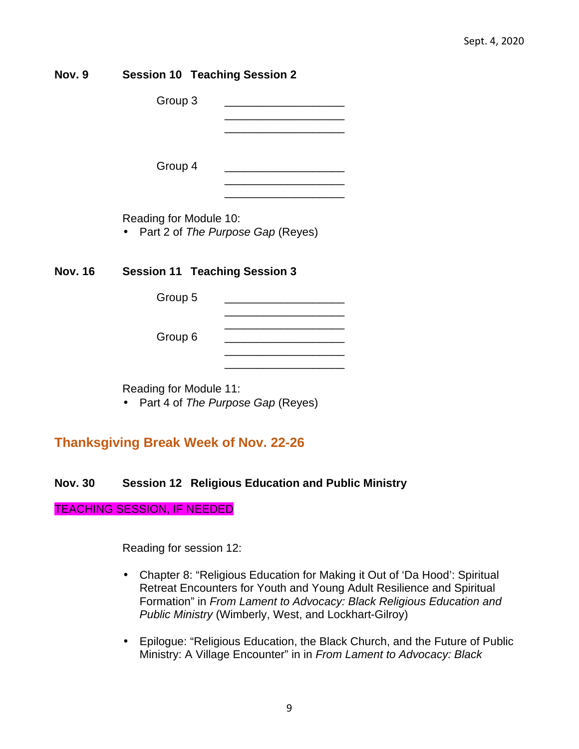Sept. 4, 2020

**Nov. 9 Session 10 Teaching Session 2**

Group 3 ___________________
___________________
___________________

Group 4 ___________________
___________________
___________________

Reading for Module 10:
- Part 2 of *The Purpose Gap* (Reyes)

**Nov. 16 Session 11 Teaching Session 3**

Group 5 ___________________
___________________
___________________

Group 6 ___________________
___________________
___________________

Reading for Module 11:
- Part 4 of *The Purpose Gap* (Reyes)

## Thanksgiving Break Week of Nov. 22-26

**Nov. 30 Session 12 Religious Education and Public Ministry**

TEACHING SESSION, IF NEEDED

Reading for session 12:

- Chapter 8: "Religious Education for Making it Out of 'Da Hood': Spiritual Retreat Encounters for Youth and Young Adult Resilience and Spiritual Formation" in *From Lament to Advocacy: Black Religious Education and Public Ministry* (Wimberly, West, and Lockhart-Gilroy)

- Epilogue: "Religious Education, the Black Church, and the Future of Public Ministry: A Village Encounter" in in *From Lament to Advocacy: Black*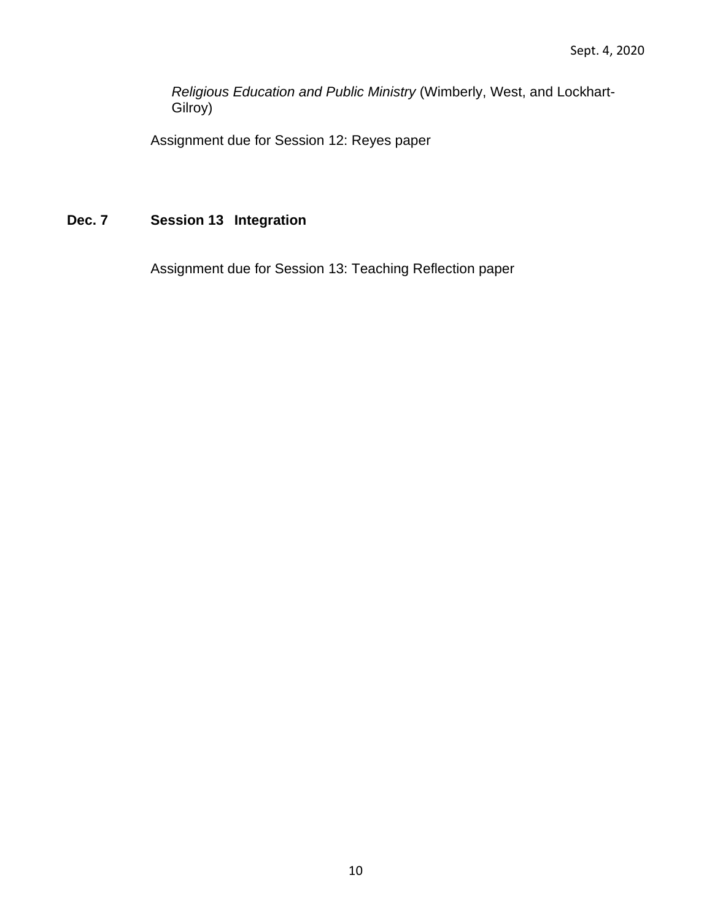*Religious Education and Public Ministry* (Wimberly, West, and Lockhart-Gilroy)

Assignment due for Session 12: Reyes paper

**Dec. 7 Session 13 Integration**

Assignment due for Session 13: Teaching Reflection paper